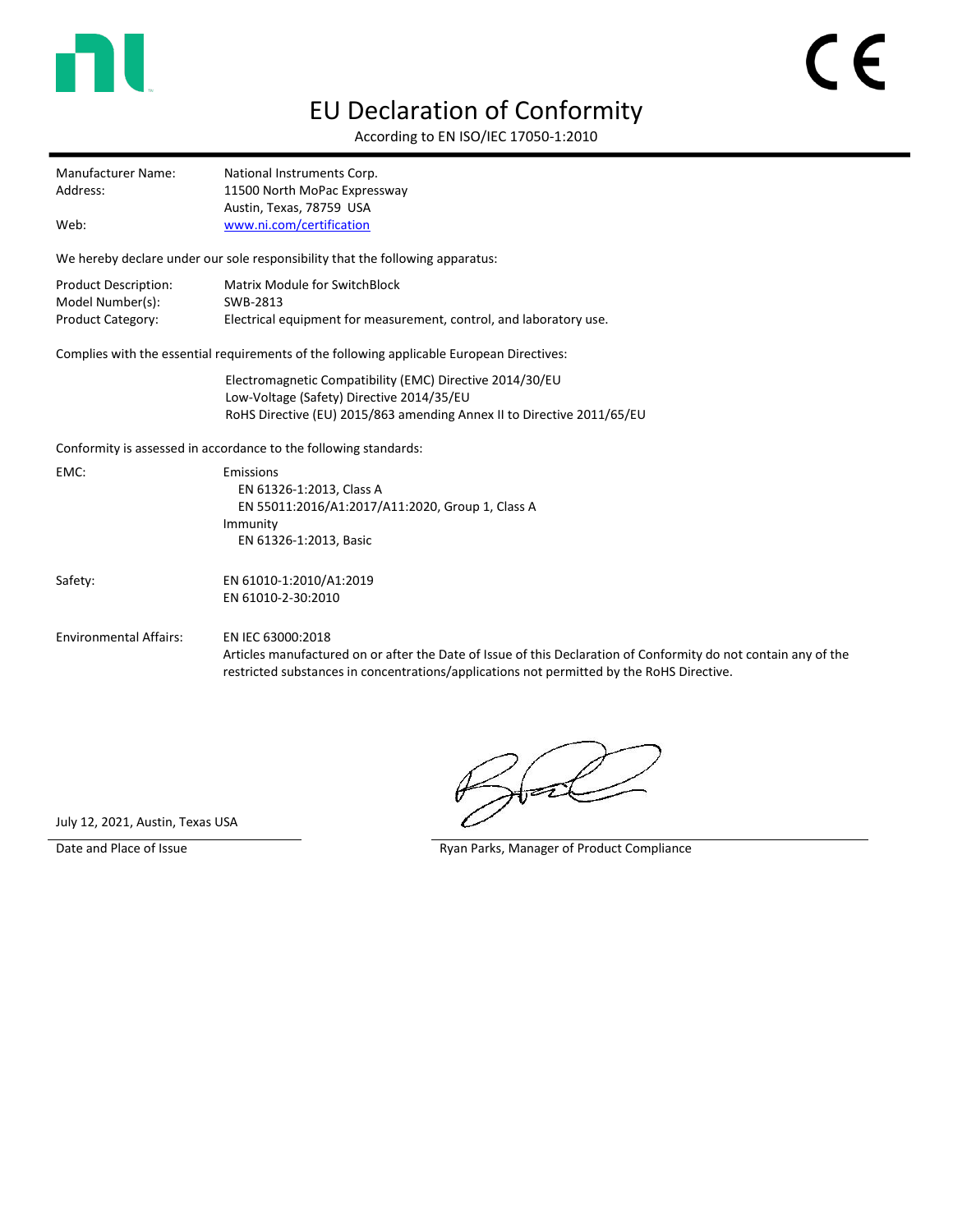# EU Declaration of Conformity

According to EN ISO/IEC 17050-1:2010

| | |
|---|---|
| Manufacturer Name: | National Instruments Corp. |
| Address: | 11500 North MoPac Expressway<br>Austin, Texas, 78759 USA |
| Web: | [www.ni.com/certification](www.ni.com/certification) |

We hereby declare under our sole responsibility that the following apparatus:

| | |
|---|---|
| Product Description: | Matrix Module for SwitchBlock |
| Model Number(s): | SWB-2813 |
| Product Category: | Electrical equipment for measurement, control, and laboratory use. |

Complies with the essential requirements of the following applicable European Directives:

Electromagnetic Compatibility (EMC) Directive 2014/30/EU
Low-Voltage (Safety) Directive 2014/35/EU
RoHS Directive (EU) 2015/863 amending Annex II to Directive 2011/65/EU

Conformity is assessed in accordance to the following standards:

EMC:
- Emissions
  - EN 61326-1:2013, Class A
  - EN 55011:2016/A1:2017/A11:2020, Group 1, Class A
- Immunity
  - EN 61326-1:2013, Basic

Safety:
- EN 61010-1:2010/A1:2019
- EN 61010-2-30:2010

Environmental Affairs:
- EN IEC 63000:2018
- Articles manufactured on or after the Date of Issue of this Declaration of Conformity do not contain any of the restricted substances in concentrations/applications not permitted by the RoHS Directive.

July 12, 2021, Austin, Texas USA

Date and Place of Issue

Ryan Parks, Manager of Product Compliance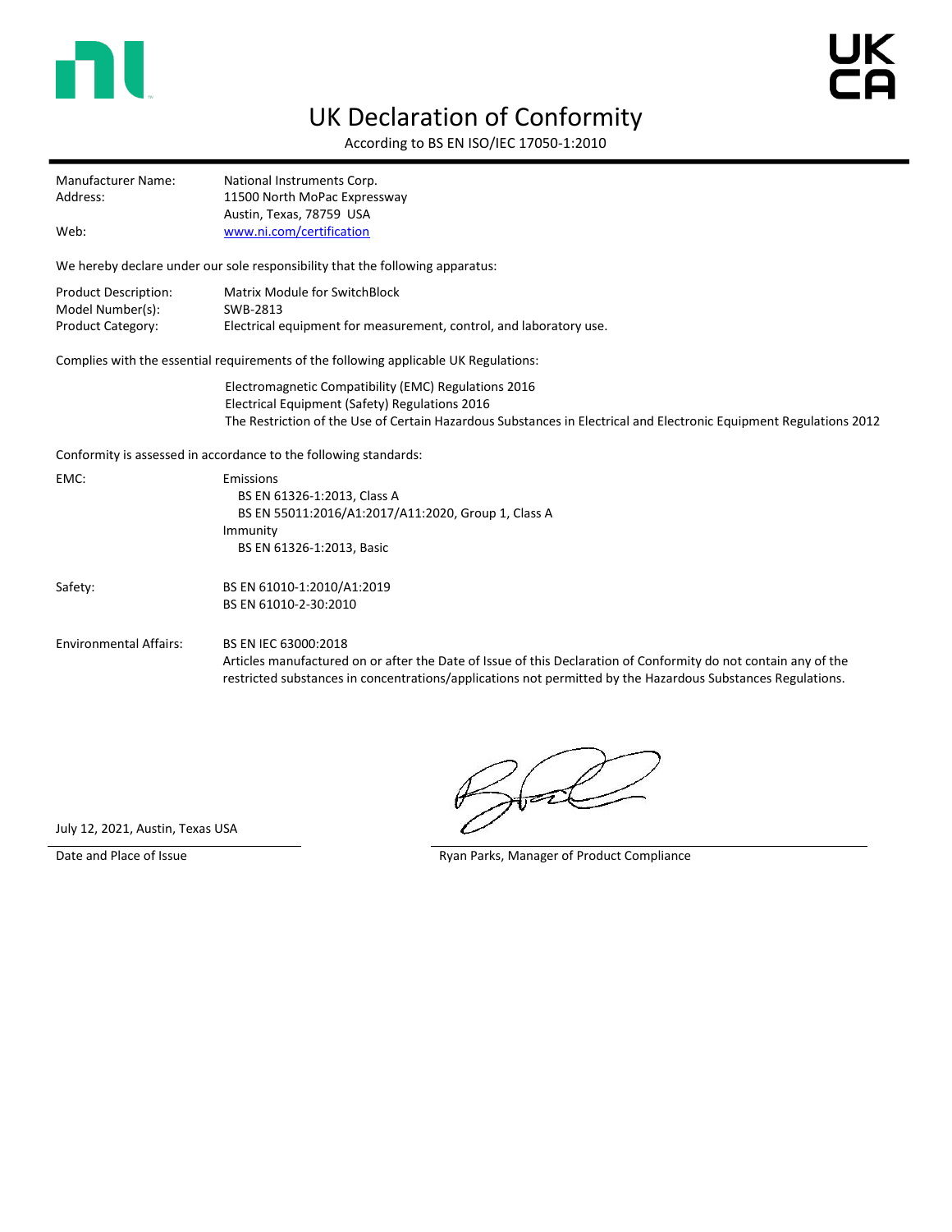# UK Declaration of Conformity

According to BS EN ISO/IEC 17050-1:2010

| | |
|---|---|
| Manufacturer Name: | National Instruments Corp. |
| Address: | 11500 North MoPac Expressway<br>Austin, Texas, 78759 USA |
| Web: | www.ni.com/certification |

We hereby declare under our sole responsibility that the following apparatus:

| | |
|---|---|
| Product Description: | Matrix Module for SwitchBlock |
| Model Number(s): | SWB-2813 |
| Product Category: | Electrical equipment for measurement, control, and laboratory use. |

Complies with the essential requirements of the following applicable UK Regulations:

Electromagnetic Compatibility (EMC) Regulations 2016
Electrical Equipment (Safety) Regulations 2016
The Restriction of the Use of Certain Hazardous Substances in Electrical and Electronic Equipment Regulations 2012

Conformity is assessed in accordance to the following standards:

EMC:

Emissions
- BS EN 61326-1:2013, Class A
- BS EN 55011:2016/A1:2017/A11:2020, Group 1, Class A

Immunity
- BS EN 61326-1:2013, Basic

Safety:

BS EN 61010-1:2010/A1:2019
BS EN 61010-2-30:2010

Environmental Affairs:

BS EN IEC 63000:2018
Articles manufactured on or after the Date of Issue of this Declaration of Conformity do not contain any of the restricted substances in concentrations/applications not permitted by the Hazardous Substances Regulations.

July 12, 2021, Austin, Texas USA

Date and Place of Issue

Ryan Parks, Manager of Product Compliance